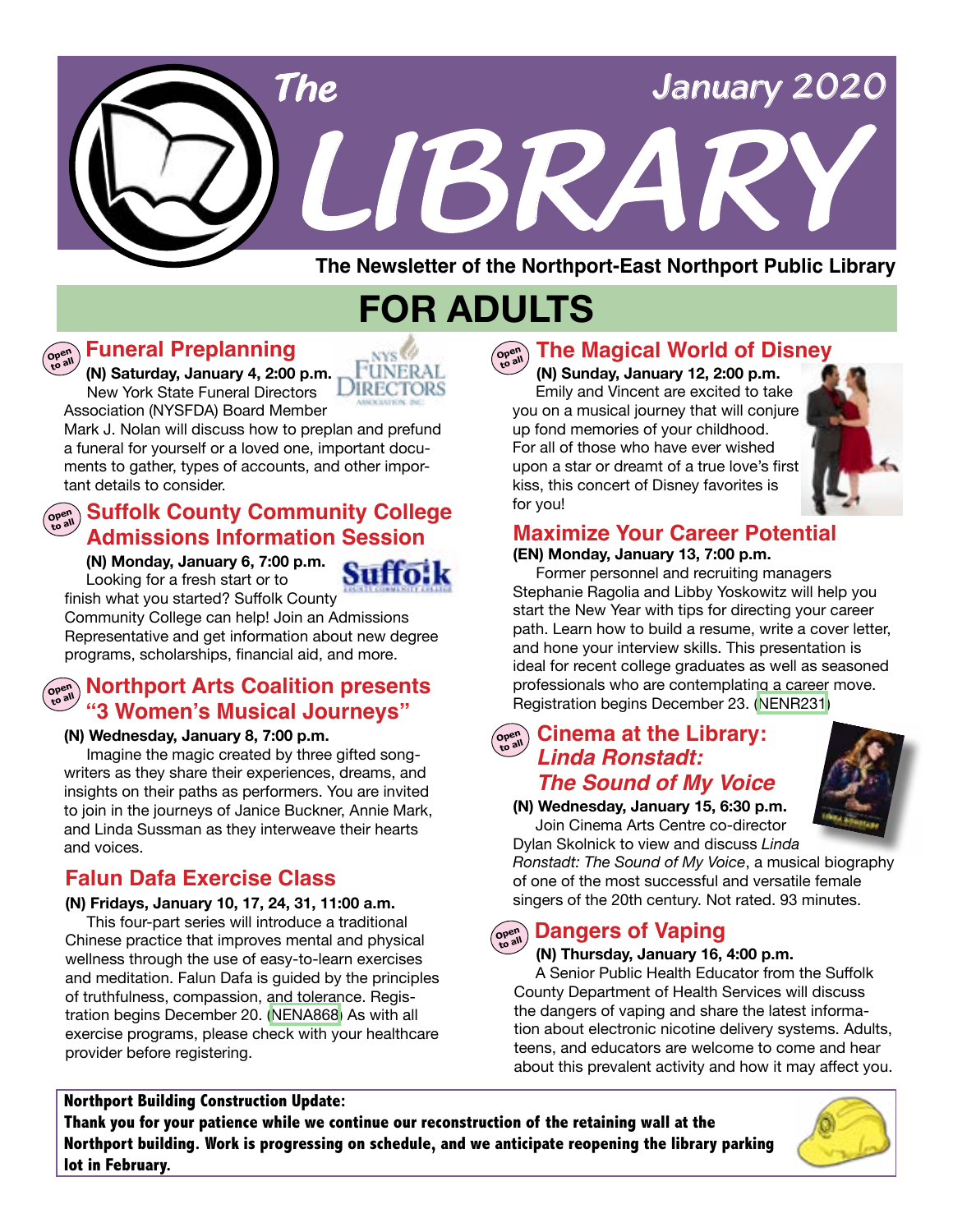# The LIBRARY

January 2020

**The Newsletter of the Northport-East Northport Public Library**

# FOR ADULTS

## Funeral Preplanning

**(N) Saturday, January 4, 2:00 p.m.**

New York State Funeral Directors Association (NYSFDA) Board Member Mark J. Nolan will discuss how to preplan and prefund a funeral for yourself or a loved one, important documents to gather, types of accounts, and other important details to consider.

## Suffolk County Community College Admissions Information Session

**(N) Monday, January 6, 7:00 p.m.**

Looking for a fresh start or to finish what you started? Suffolk County Community College can help! Join an Admissions Representative and get information about new degree programs, scholarships, financial aid, and more.

## Northport Arts Coalition presents "3 Women's Musical Journeys"

**(N) Wednesday, January 8, 7:00 p.m.**

Imagine the magic created by three gifted songwriters as they share their experiences, dreams, and insights on their paths as performers. You are invited to join in the journeys of Janice Buckner, Annie Mark, and Linda Sussman as they interweave their hearts and voices.

## Falun Dafa Exercise Class

**(N) Fridays, January 10, 17, 24, 31, 11:00 a.m.**

This four-part series will introduce a traditional Chinese practice that improves mental and physical wellness through the use of easy-to-learn exercises and meditation. Falun Dafa is guided by the principles of truthfulness, compassion, and tolerance. Registration begins December 20. (NENA868) As with all exercise programs, please check with your healthcare provider before registering.

## The Magical World of Disney

**(N) Sunday, January 12, 2:00 p.m.**

Emily and Vincent are excited to take you on a musical journey that will conjure up fond memories of your childhood. For all of those who have ever wished upon a star or dreamt of a true love's first kiss, this concert of Disney favorites is for you!

## Maximize Your Career Potential

**(EN) Monday, January 13, 7:00 p.m.**

Former personnel and recruiting managers Stephanie Ragolia and Libby Yoskowitz will help you start the New Year with tips for directing your career path. Learn how to build a resume, write a cover letter, and hone your interview skills. This presentation is ideal for recent college graduates as well as seasoned professionals who are contemplating a career move. Registration begins December 23. (NENR231)

## Cinema at the Library: *Linda Ronstadt: The Sound of My Voice*

**(N) Wednesday, January 15, 6:30 p.m.**

Join Cinema Arts Centre co-director Dylan Skolnick to view and discuss *Linda Ronstadt: The Sound of My Voice*, a musical biography of one of the most successful and versatile female singers of the 20th century. Not rated. 93 minutes.

## Dangers of Vaping

**(N) Thursday, January 16, 4:00 p.m.**

A Senior Public Health Educator from the Suffolk County Department of Health Services will discuss the dangers of vaping and share the latest information about electronic nicotine delivery systems. Adults, teens, and educators are welcome to come and hear about this prevalent activity and how it may affect you.

**Northport Building Construction Update:**
**Thank you for your patience while we continue our reconstruction of the retaining wall at the Northport building. Work is progressing on schedule, and we anticipate reopening the library parking lot in February.**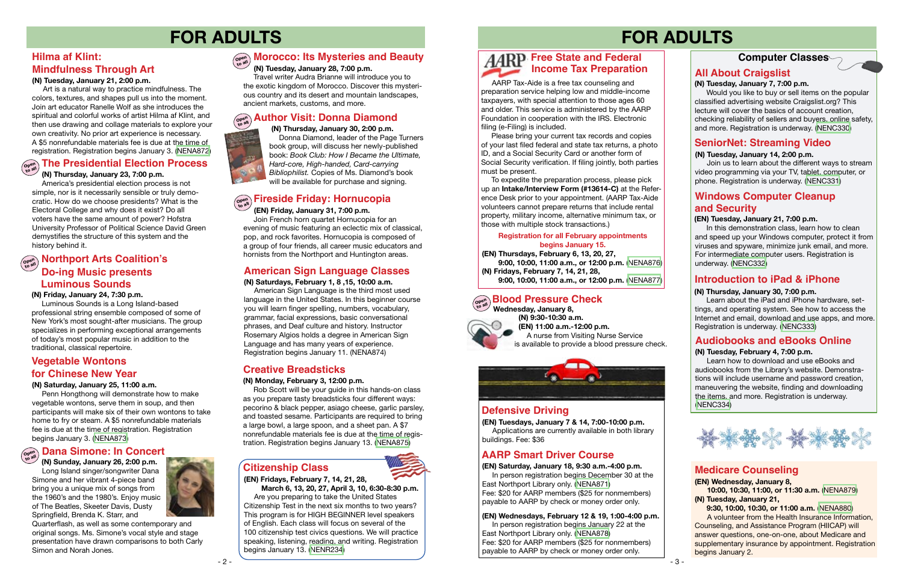# FOR ADULTS

## Hilma af Klint: Mindfulness Through Art

**(N) Tuesday, January 21, 2:00 p.m.**

Art is a natural way to practice mindfulness. The colors, textures, and shapes pull us into the moment. Join art educator Ranelle Wolf as she introduces the spiritual and colorful works of artist Hilma af Klint, and then use drawing and collage materials to explore your own creativity. No prior art experience is necessary. A $5 nonrefundable materials fee is due at the time of registration. Registration begins January 3. (NENA872)

## The Presidential Election Process

**(N) Thursday, January 23, 7:00 p.m.**

America's presidential election process is not simple, nor is it necessarily sensible or truly democratic. How do we choose presidents? What is the Electoral College and why does it exist? Do all voters have the same amount of power? Hofstra University Professor of Political Science David Green demystifies the structure of this system and the history behind it.

## Northport Arts Coalition's Do-ing Music presents Luminous Sounds

**(N) Friday, January 24, 7:30 p.m.**

Luminous Sounds is a Long Island-based professional string ensemble composed of some of New York's most sought-after musicians. The group specializes in performing exceptional arrangements of today's most popular music in addition to the traditional, classical repertoire.

## Vegetable Wontons for Chinese New Year

**(N) Saturday, January 25, 11:00 a.m.**

Penn Hongthong will demonstrate how to make vegetable wontons, serve them in soup, and then participants will make six of their own wontons to take home to fry or steam. A $5 nonrefundable materials fee is due at the time of registration. Registration begins January 3. (NENA873)

## Dana Simone: In Concert

**(N) Sunday, January 26, 2:00 p.m.**

Long Island singer/songwriter Dana Simone and her vibrant 4-piece band bring you a unique mix of songs from the 1960's and the 1980's. Enjoy music of The Beatles, Skeeter Davis, Dusty Springfield, Brenda K. Starr, and Quarterflash, as well as some contemporary and original songs. Ms. Simone's vocal style and stage presentation have drawn comparisons to both Carly Simon and Norah Jones.

## Morocco: Its Mysteries and Beauty

**(N) Tuesday, January 28, 7:00 p.m.**

Travel writer Audra Brianne will introduce you to the exotic kingdom of Morocco. Discover this mysterious country and its desert and mountain landscapes, ancient markets, customs, and more.

## Author Visit: Donna Diamond

**(N) Thursday, January 30, 2:00 p.m.**

Donna Diamond, leader of the Page Turners book group, will discuss her newly-published book: *Book Club: How I Became the Ultimate, Hard-core, High-handed, Card-carrying Bibliophilist.* Copies of Ms. Diamond's book will be available for purchase and signing.

## Fireside Friday: Hornucopia

**(EN) Friday, January 31, 7:00 p.m.**

Join French horn quartet Hornucopia for an evening of music featuring an eclectic mix of classical, pop, and rock favorites. Hornucopia is composed of a group of four friends, all career music educators and hornists from the Northport and Huntington areas.

## American Sign Language Classes

**(N) Saturdays, February 1, 8 ,15, 10:00 a.m.**

American Sign Language is the third most used language in the United States. In this beginner course you will learn finger spelling, numbers, vocabulary, grammar, facial expressions, basic conversational phrases, and Deaf culture and history. Instructor Rosemary Algios holds a degree in American Sign Language and has many years of experience. Registration begins January 11. (NENA874)

## Creative Breadsticks

**(N) Monday, February 3, 12:00 p.m.**

Rob Scott will be your guide in this hands-on class as you prepare tasty breadsticks four different ways: pecorino & black pepper, asiago cheese, garlic parsley, and toasted sesame. Participants are required to bring a large bowl, a large spoon, and a sheet pan. A $7 nonrefundable materials fee is due at the time of registration. Registration begins January 13. (NENA875)

## Citizenship Class

**(EN) Fridays, February 7, 14, 21, 28, March 6, 13, 20, 27, April 3, 10, 6:30-8:30 p.m.**

Are you preparing to take the United States Citizenship Test in the next six months to two years? This program is for HIGH BEGINNER level speakers of English. Each class will focus on several of the 100 citizenship test civics questions. We will practice speaking, listening, reading, and writing. Registration begins January 13. (NENR234)

# FOR ADULTS

## AARP Free State and Federal Income Tax Preparation

AARP Tax-Aide is a free tax counseling and preparation service helping low and middle-income taxpayers, with special attention to those ages 60 and older. This service is administered by the AARP Foundation in cooperation with the IRS. Electronic filing (e-Filing) is included.

Please bring your current tax records and copies of your last filed federal and state tax returns, a photo ID, and a Social Security Card or another form of Social Security verification. If filing jointly, both parties must be present.

To expedite the preparation process, please pick up an **Intake/Interview Form (#13614-C)** at the Reference Desk prior to your appointment. (AARP Tax-Aide volunteers cannot prepare returns that include rental property, military income, alternative minimum tax, or those with multiple stock transactions.)

**Registration for all February appointments begins January 15.**

**(EN) Thursdays, February 6, 13, 20, 27, 9:00, 10:00, 11:00 a.m., or 12:00 p.m.** (NENA876)
**(N) Fridays, February 7, 14, 21, 28, 9:00, 10:00, 11:00 a.m., or 12:00 p.m.** (NENA877)

## Blood Pressure Check

**Wednesday, January 8,**
**(N) 9:30-10:30 a.m.**
**(EN) 11:00 a.m.-12:00 p.m.**

A nurse from Visiting Nurse Service is available to provide a blood pressure check.

## Defensive Driving

**(EN) Tuesdays, January 7 & 14, 7:00-10:00 p.m.**

Applications are currently available in both library buildings. Fee: $36

## AARP Smart Driver Course

**(EN) Saturday, January 18, 9:30 a.m.-4:00 p.m.**

In person registration begins December 30 at the East Northport Library only. (NENA871)
Fee: $20 for AARP members ($25 for nonmembers) payable to AARP by check or money order only.

**(EN) Wednesdays, February 12 & 19, 1:00-4:00 p.m.**

In person registration begins January 22 at the East Northport Library only. (NENA878)
Fee: $20 for AARP members ($25 for nonmembers) payable to AARP by check or money order only.

## Computer Classes

### All About Craigslist

**(N) Tuesday, January 7, 7:00 p.m.**

Would you like to buy or sell items on the popular classified advertising website Craigslist.org? This lecture will cover the basics of account creation, checking reliability of sellers and buyers, online safety, and more. Registration is underway. (NENC330)

### SeniorNet: Streaming Video

**(N) Tuesday, January 14, 2:00 p.m.**

Join us to learn about the different ways to stream video programming via your TV, tablet, computer, or phone. Registration is underway. (NENC331)

### Windows Computer Cleanup and Security

**(EN) Tuesday, January 21, 7:00 p.m.**

In this demonstration class, learn how to clean and speed up your Windows computer, protect it from viruses and spyware, minimize junk email, and more. For intermediate computer users. Registration is underway. (NENC332)

### Introduction to iPad & iPhone

**(N) Thursday, January 30, 7:00 p.m.**

Learn about the iPad and iPhone hardware, settings, and operating system. See how to access the Internet and email, download and use apps, and more. Registration is underway. (NENC333)

### Audiobooks and eBooks Online

**(N) Tuesday, February 4, 7:00 p.m.**

Learn how to download and use eBooks and audiobooks from the Library's website. Demonstrations will include username and password creation, maneuvering the website, finding and downloading the items, and more. Registration is underway. (NENC334)

## Medicare Counseling

**(EN) Wednesday, January 8, 10:00, 10:30, 11:00, or 11:30 a.m.** (NENA879)
**(N) Tuesday, January 21, 9:30, 10:00, 10:30, or 11:00 a.m.** (NENA880)

A volunteer from the Health Insurance Information, Counseling, and Assistance Program (HIICAP) will answer questions, one-on-one, about Medicare and supplementary insurance by appointment. Registration begins January 2.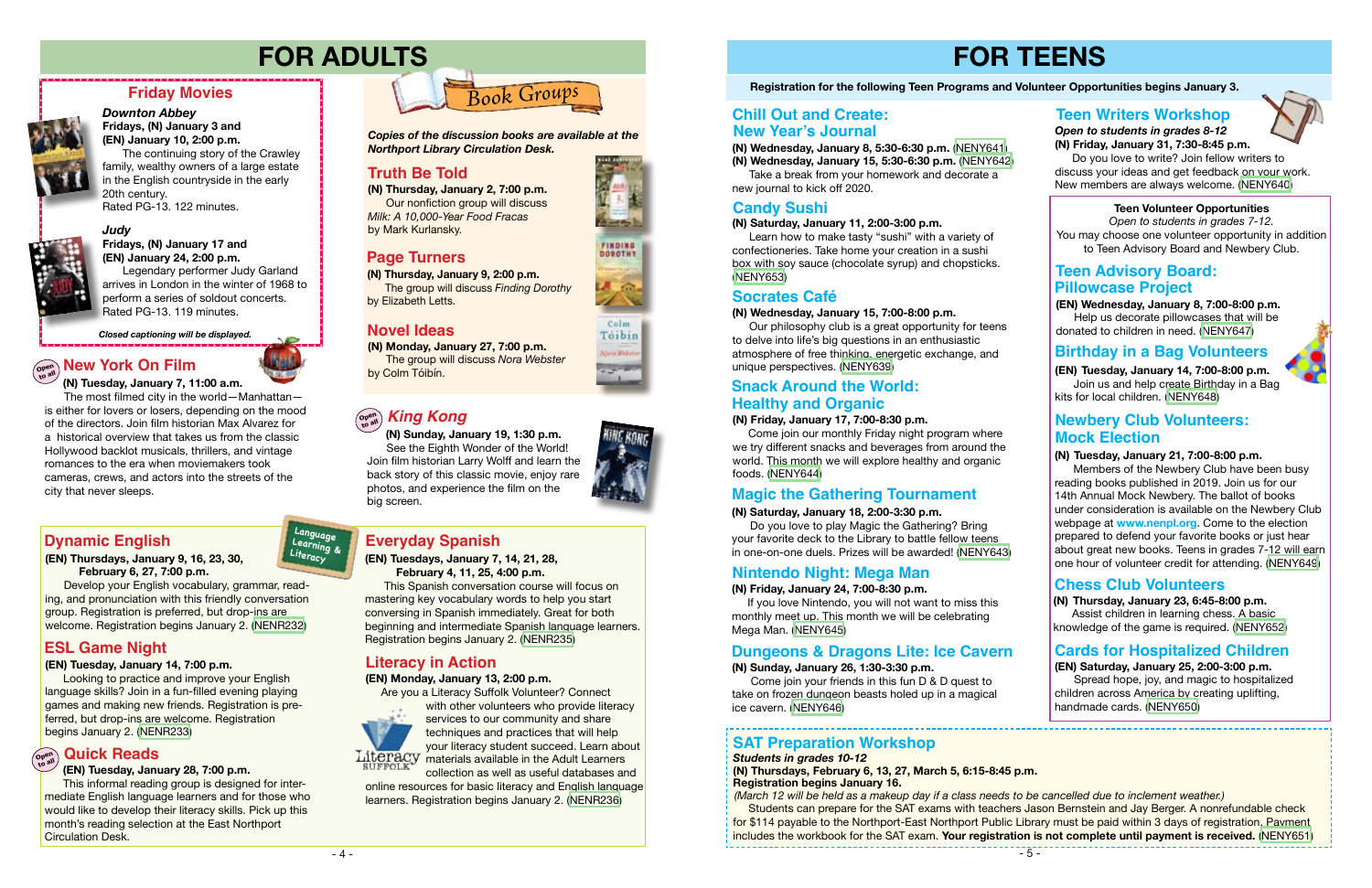# FOR ADULTS

## Friday Movies

***Downton Abbey***
**Fridays, (N) January 3 and (EN) January 10, 2:00 p.m.**
The continuing story of the Crawley family, wealthy owners of a large estate in the English countryside in the early 20th century.
Rated PG-13. 122 minutes.

***Judy***
**Fridays, (N) January 17 and (EN) January 24, 2:00 p.m.**
Legendary performer Judy Garland arrives in London in the winter of 1968 to perform a series of soldout concerts.
Rated PG-13. 119 minutes.

***Closed captioning will be displayed.***

## New York On Film

Open to all

**(N) Tuesday, January 7, 11:00 a.m.**
The most filmed city in the world—Manhattan—is either for lovers or losers, depending on the mood of the directors. Join film historian Max Alvarez for a historical overview that takes us from the classic Hollywood backlot musicals, thrillers, and vintage romances to the era when moviemakers took cameras, crews, and actors into the streets of the city that never sleeps.

## Book Groups

***Copies of the discussion books are available at the Northport Library Circulation Desk.***

### Truth Be Told

**(N) Thursday, January 2, 7:00 p.m.**
Our nonfiction group will discuss *Milk: A 10,000-Year Food Fracas* by Mark Kurlansky.

### Page Turners

**(N) Thursday, January 9, 2:00 p.m.**
The group will discuss *Finding Dorothy* by Elizabeth Letts.

### Novel Ideas

**(N) Monday, January 27, 7:00 p.m.**
The group will discuss *Nora Webster* by Colm Tóibín.

## *King Kong*

Open to all

**(N) Sunday, January 19, 1:30 p.m.**
See the Eighth Wonder of the World! Join film historian Larry Wolff and learn the back story of this classic movie, enjoy rare photos, and experience the film on the big screen.

## Language Learning & Literacy

### Dynamic English

**(EN) Thursdays, January 9, 16, 23, 30, February 6, 27, 7:00 p.m.**
Develop your English vocabulary, grammar, reading, and pronunciation with this friendly conversation group. Registration is preferred, but drop-ins are welcome. Registration begins January 2. (NENR232)

### ESL Game Night

**(EN) Tuesday, January 14, 7:00 p.m.**
Looking to practice and improve your English language skills? Join in a fun-filled evening playing games and making new friends. Registration is preferred, but drop-ins are welcome. Registration begins January 2. (NENR233)

### Quick Reads

Open to all

**(EN) Tuesday, January 28, 7:00 p.m.**
This informal reading group is designed for intermediate English language learners and for those who would like to develop their literacy skills. Pick up this month's reading selection at the East Northport Circulation Desk.

### Everyday Spanish

**(EN) Tuesdays, January 7, 14, 21, 28, February 4, 11, 25, 4:00 p.m.**
This Spanish conversation course will focus on mastering key vocabulary words to help you start conversing in Spanish immediately. Great for both beginning and intermediate Spanish language learners. Registration begins January 2. (NENR235)

### Literacy in Action

**(EN) Monday, January 13, 2:00 p.m.**
Are you a Literacy Suffolk Volunteer? Connect with other volunteers who provide literacy services to our community and share techniques and practices that will help your literacy student succeed. Learn about materials available in the Adult Learners collection as well as useful databases and online resources for basic literacy and English language learners. Registration begins January 2. (NENR236)

# FOR TEENS

**Registration for the following Teen Programs and Volunteer Opportunities begins January 3.**

## Chill Out and Create: New Year's Journal

**(N) Wednesday, January 8, 5:30-6:30 p.m.** (NENY641)
**(N) Wednesday, January 15, 5:30-6:30 p.m.** (NENY642)
Take a break from your homework and decorate a new journal to kick off 2020.

## Candy Sushi

**(N) Saturday, January 11, 2:00-3:00 p.m.**
Learn how to make tasty "sushi" with a variety of confectioneries. Take home your creation in a sushi box with soy sauce (chocolate syrup) and chopsticks. (NENY653)

## Socrates Café

**(N) Wednesday, January 15, 7:00-8:00 p.m.**
Our philosophy club is a great opportunity for teens to delve into life's big questions in an enthusiastic atmosphere of free thinking, energetic exchange, and unique perspectives. (NENY639)

## Snack Around the World: Healthy and Organic

**(N) Friday, January 17, 7:00-8:30 p.m.**
Come join our monthly Friday night program where we try different snacks and beverages from around the world. This month we will explore healthy and organic foods. (NENY644)

## Magic the Gathering Tournament

**(N) Saturday, January 18, 2:00-3:30 p.m.**
Do you love to play Magic the Gathering? Bring your favorite deck to the Library to battle fellow teens in one-on-one duels. Prizes will be awarded! (NENY643)

## Nintendo Night: Mega Man

**(N) Friday, January 24, 7:00-8:30 p.m.**
If you love Nintendo, you will not want to miss this monthly meet up. This month we will be celebrating Mega Man. (NENY645)

## Dungeons & Dragons Lite: Ice Cavern

**(N) Sunday, January 26, 1:30-3:30 p.m.**
Come join your friends in this fun D & D quest to take on frozen dungeon beasts holed up in a magical ice cavern. (NENY646)

## Teen Writers Workshop

***Open to students in grades 8-12***
**(N) Friday, January 31, 7:30-8:45 p.m.**
Do you love to write? Join fellow writers to discuss your ideas and get feedback on your work. New members are always welcome. (NENY640)

## Teen Volunteer Opportunities

*Open to students in grades 7-12.*
You may choose one volunteer opportunity in addition to Teen Advisory Board and Newbery Club.

### Teen Advisory Board: Pillowcase Project

**(EN) Wednesday, January 8, 7:00-8:00 p.m.**
Help us decorate pillowcases that will be donated to children in need. (NENY647)

### Birthday in a Bag Volunteers

**(EN) Tuesday, January 14, 7:00-8:00 p.m.**
Join us and help create Birthday in a Bag kits for local children. (NENY648)

### Newbery Club Volunteers: Mock Election

**(N) Tuesday, January 21, 7:00-8:00 p.m.**
Members of the Newbery Club have been busy reading books published in 2019. Join us for our 14th Annual Mock Newbery. The ballot of books under consideration is available on the Newbery Club webpage at **www.nenpl.org**. Come to the election prepared to defend your favorite books or just hear about great new books. Teens in grades 7-12 will earn one hour of volunteer credit for attending. (NENY649)

### Chess Club Volunteers

**(N) Thursday, January 23, 6:45-8:00 p.m.**
Assist children in learning chess. A basic knowledge of the game is required. (NENY652)

### Cards for Hospitalized Children

**(EN) Saturday, January 25, 2:00-3:00 p.m.**
Spread hope, joy, and magic to hospitalized children across America by creating uplifting, handmade cards. (NENY650)

## SAT Preparation Workshop

***Students in grades 10-12***
**(N) Thursdays, February 6, 13, 27, March 5, 6:15-8:45 p.m.**
**Registration begins January 16.**
*(March 12 will be held as a makeup day if a class needs to be cancelled due to inclement weather.)*
Students can prepare for the SAT exams with teachers Jason Bernstein and Jay Berger. A nonrefundable check for $114 payable to the Northport-East Northport Public Library must be paid within 3 days of registration. Payment includes the workbook for the SAT exam. **Your registration is not complete until payment is received.** (NENY651)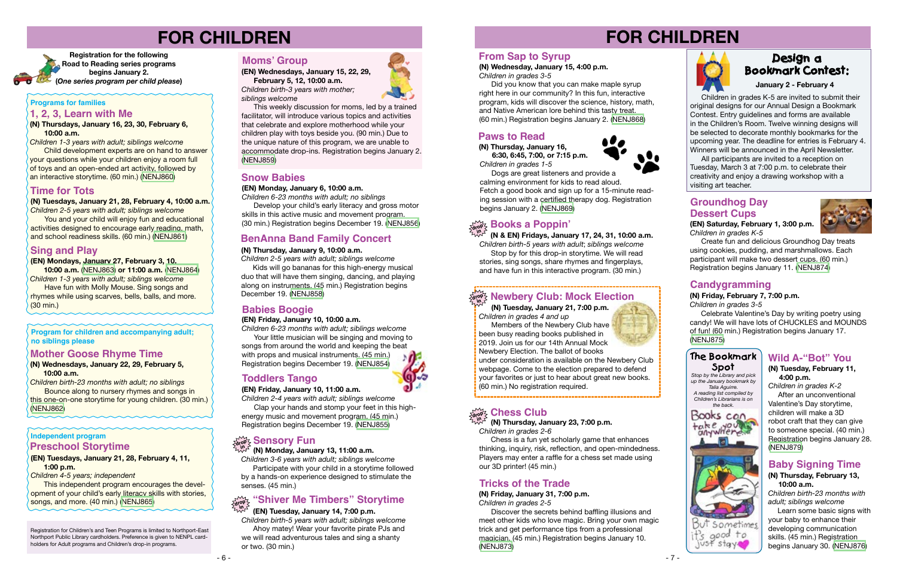# FOR CHILDREN

**Registration for the following Road to Reading series programs begins January 2.**
**(*One series program per child please*)**

**Programs for families**

## 1, 2, 3, Learn with Me

**(N) Thursdays, January 16, 23, 30, February 6, 10:00 a.m.**
*Children 1-3 years with adult; siblings welcome*

Child development experts are on hand to answer your questions while your children enjoy a room full of toys and an open-ended art activity, followed by an interactive storytime. (60 min.) (NENJ860)

## Time for Tots

**(N) Tuesdays, January 21, 28, February 4, 10:00 a.m.**
*Children 2-5 years with adult; siblings welcome*

You and your child will enjoy fun and educational activities designed to encourage early reading, math, and school readiness skills. (60 min.) (NENJ861)

## Sing and Play

**(EN) Mondays, January 27, February 3, 10. 10:00 a.m. (NENJ863) or 11:00 a.m. (NENJ864)**
*Children 1-3 years with adult; siblings welcome*

Have fun with Molly Mouse. Sing songs and rhymes while using scarves, bells, balls, and more. (30 min.)

**Program for children and accompanying adult; no siblings please**

## Mother Goose Rhyme Time

**(N) Wednesdays, January 22, 29, February 5, 10:00 a.m.**
*Children birth-23 months with adult; no siblings*

Bounce along to nursery rhymes and songs in this one-on-one storytime for young children. (30 min.) (NENJ862)

**Independent program**

## Preschool Storytime

**(EN) Tuesdays, January 21, 28, February 4, 11, 1:00 p.m.**
*Children 4-5 years; independent*

This independent program encourages the development of your child's early literacy skills with stories, songs, and more. (40 min.) (NENJ865)

Registration for Children's and Teen Programs is limited to Northport-East Northport Public Library cardholders. Preference is given to NENPL cardholders for Adult programs and Children's drop-in programs.

## Moms' Group

**(EN) Wednesdays, January 15, 22, 29, February 5, 12, 10:00 a.m.**
*Children birth-3 years with mother; siblings welcome*

This weekly discussion for moms, led by a trained facilitator, will introduce various topics and activities that celebrate and explore motherhood while your children play with toys beside you. (90 min.) Due to the unique nature of this program, we are unable to accommodate drop-ins. Registration begins January 2. (NENJ859)

## Snow Babies

**(EN) Monday, January 6, 10:00 a.m.**
*Children 6-23 months with adult; no siblings*

Develop your child's early literacy and gross motor skills in this active music and movement program. (30 min.) Registration begins December 19. (NENJ856)

## BenAnna Band Family Concert

**(N) Thursday, January 9, 10:00 a.m.**
*Children 2-5 years with adult; siblings welcome*

Kids will go bananas for this high-energy musical duo that will have them singing, dancing, and playing along on instruments. (45 min.) Registration begins December 19. (NENJ858)

## Babies Boogie

**(EN) Friday, January 10, 10:00 a.m.**
*Children 6-23 months with adult; siblings welcome*

Your little musician will be singing and moving to songs from around the world and keeping the beat with props and musical instruments. (45 min.) Registration begins December 19. (NENJ854)

## Toddlers Tango

**(EN) Friday, January 10, 11:00 a.m.**
*Children 2-4 years with adult; siblings welcome*

Clap your hands and stomp your feet in this high-energy music and movement program. (45 min.) Registration begins December 19. (NENJ855)

## Sensory Fun (drop in)

**(N) Monday, January 13, 11:00 a.m.**
*Children 3-6 years with adult; siblings welcome*

Participate with your child in a storytime followed by a hands-on experience designed to stimulate the senses. (45 min.)

## "Shiver Me Timbers" Storytime (drop in)

**(EN) Tuesday, January 14, 7:00 p.m.**
*Children birth-5 years with adult; siblings welcome*

Ahoy matey! Wear your favorite pirate PJs and we will read adventurous tales and sing a shanty or two. (30 min.)

# FOR CHILDREN

## From Sap to Syrup

**(N) Wednesday, January 15, 4:00 p.m.**
*Children in grades 3-5*

Did you know that you can make maple syrup right here in our community? In this fun, interactive program, kids will discover the science, history, math, and Native American lore behind this tasty treat. (60 min.) Registration begins January 2. (NENJ868)

## Paws to Read

**(N) Thursday, January 16, 6:30, 6:45, 7:00, or 7:15 p.m.**
*Children in grades 1-5*

Dogs are great listeners and provide a calming environment for kids to read aloud. Fetch a good book and sign up for a 15-minute reading session with a certified therapy dog. Registration begins January 2. (NENJ869)

## Books a Poppin' (drop in)

**(N & EN) Fridays, January 17, 24, 31, 10:00 a.m.**
*Children birth-5 years with adult; siblings welcome*

Stop by for this drop-in storytime. We will read stories, sing songs, share rhymes and fingerplays, and have fun in this interactive program. (30 min.)

## Newbery Club: Mock Election (drop in)

**(N) Tuesday, January 21, 7:00 p.m.**
*Children in grades 4 and up*

Members of the Newbery Club have been busy reading books published in 2019. Join us for our 14th Annual Mock Newbery Election. The ballot of books under consideration is available on the Newbery Club webpage. Come to the election prepared to defend your favorites or just to hear about great new books. (60 min.) No registration required.

## Chess Club (drop in)

**(N) Thursday, January 23, 7:00 p.m.**
*Children in grades 2-6*

Chess is a fun yet scholarly game that enhances thinking, inquiry, risk, reflection, and open-mindedness. Players may enter a raffle for a chess set made using our 3D printer! (45 min.)

## Tricks of the Trade

**(N) Friday, January 31, 7:00 p.m.**
*Children in grades 2-5*

Discover the secrets behind baffling illusions and meet other kids who love magic. Bring your own magic trick and get performance tips from a professional magician. (45 min.) Registration begins January 10. (NENJ873)

## Design a Bookmark Contest:

**January 2 - February 4**

Children in grades K-5 are invited to submit their original designs for our Annual Design a Bookmark Contest. Entry guidelines and forms are available in the Children's Room. Twelve winning designs will be selected to decorate monthly bookmarks for the upcoming year. The deadline for entries is February 4. Winners will be announced in the April Newsletter.

All participants are invited to a reception on Tuesday, March 3 at 7:00 p.m. to celebrate their creativity and enjoy a drawing workshop with a visiting art teacher.

## Groundhog Day Dessert Cups

**(EN) Saturday, February 1, 3:00 p.m.**
*Children in grades K-5*

Create fun and delicious Groundhog Day treats using cookies, pudding, and marshmallows. Each participant will make two dessert cups. (60 min.) Registration begins January 11. (NENJ874)

## Candygramming

**(N) Friday, February 7, 7:00 p.m.**
*Children in grades 3-5*

Celebrate Valentine's Day by writing poetry using candy! We will have lots of CHUCKLES and MOUNDS of fun! (60 min.) Registration begins January 17. (NENJ875)

## The Bookmark Spot

*Stop by the Library and pick up the January bookmark by Talia Aguirre. A reading list compiled by Children's Librarians is on the back.*

## Wild A-"Bot" You

**(N) Tuesday, February 11, 4:00 p.m.**
*Children in grades K-2*

After an unconventional Valentine's Day storytime, children will make a 3D robot craft that they can give to someone special. (40 min.) Registration begins January 28. (NENJ879)

## Baby Signing Time

**(N) Thursday, February 13, 10:00 a.m.**
*Children birth-23 months with adult; siblings welcome*

Learn some basic signs with your baby to enhance their developing communication skills. (45 min.) Registration begins January 30. (NENJ876)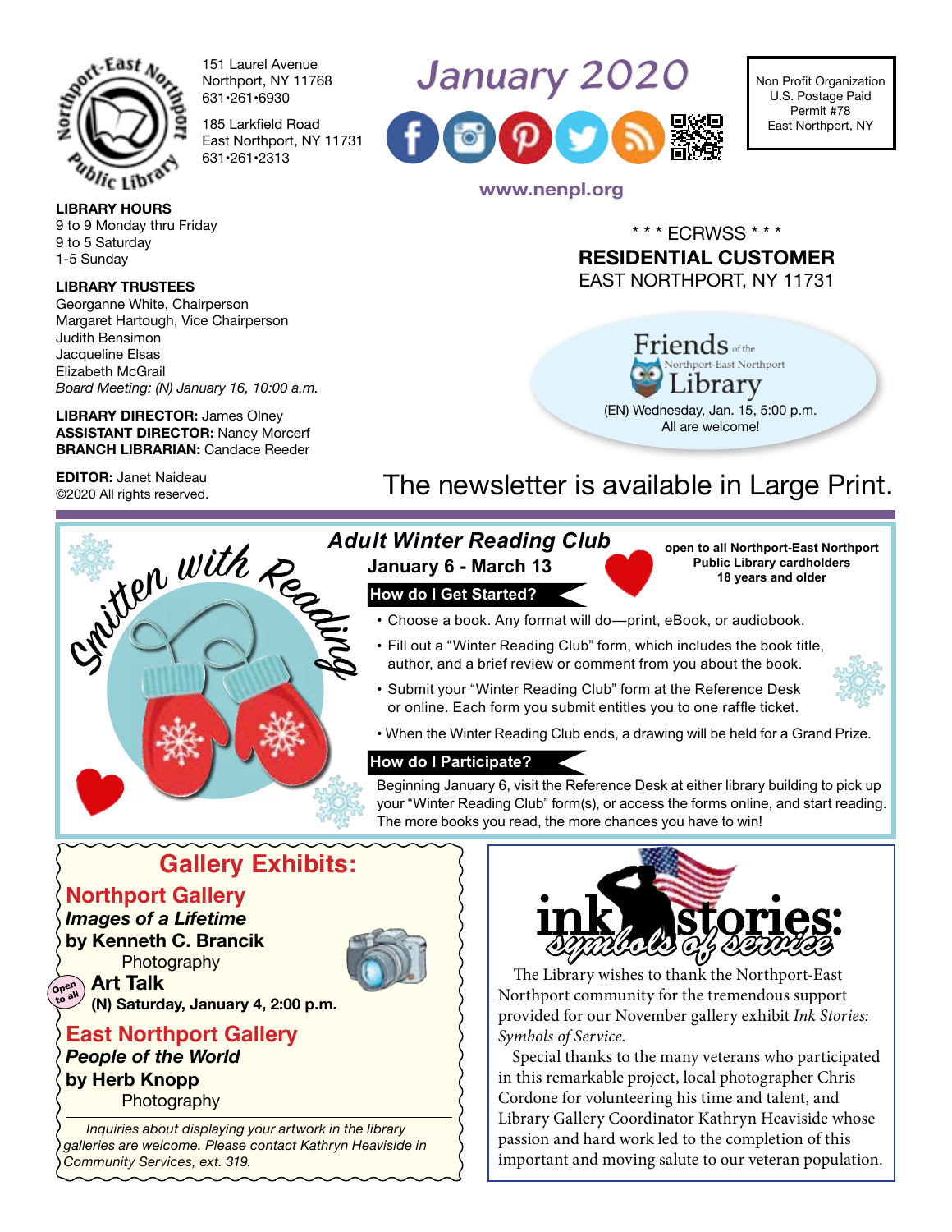151 Laurel Avenue
Northport, NY 11768
631•261•6930

185 Larkfield Road
East Northport, NY 11731
631•261•2313

# January 2020

www.nenpl.org

Non Profit Organization
U.S. Postage Paid
Permit #78
East Northport, NY

**LIBRARY HOURS**
9 to 9 Monday thru Friday
9 to 5 Saturday
1-5 Sunday

**LIBRARY TRUSTEES**
Georganne White, Chairperson
Margaret Hartough, Vice Chairperson
Judith Bensimon
Jacqueline Elsas
Elizabeth McGrail
*Board Meeting: (N) January 16, 10:00 a.m.*

**LIBRARY DIRECTOR:** James Olney
**ASSISTANT DIRECTOR:** Nancy Morcerf
**BRANCH LIBRARIAN:** Candace Reeder

**EDITOR:** Janet Naideau
©2020 All rights reserved.

\* \* \* ECRWSS \* \* \*
**RESIDENTIAL CUSTOMER**
EAST NORTHPORT, NY 11731

Friends of the Northport-East Northport Library
(EN) Wednesday, Jan. 15, 5:00 p.m.
All are welcome!

The newsletter is available in Large Print.

## Smitten with Reading

## *Adult Winter Reading Club*

**January 6 - March 13**

**open to all Northport-East Northport Public Library cardholders 18 years and older**

### How do I Get Started?

- Choose a book. Any format will do—print, eBook, or audiobook.
- Fill out a "Winter Reading Club" form, which includes the book title, author, and a brief review or comment from you about the book.
- Submit your "Winter Reading Club" form at the Reference Desk or online. Each form you submit entitles you to one raffle ticket.
- When the Winter Reading Club ends, a drawing will be held for a Grand Prize.

### How do I Participate?

Beginning January 6, visit the Reference Desk at either library building to pick up your "Winter Reading Club" form(s), or access the forms online, and start reading. The more books you read, the more chances you have to win!

## Gallery Exhibits:

### Northport Gallery

***Images of a Lifetime***
**by Kenneth C. Brancik**
Photography

Open to all
**Art Talk**
**(N) Saturday, January 4, 2:00 p.m.**

### East Northport Gallery

***People of the World***
**by Herb Knopp**
Photography

*Inquiries about displaying your artwork in the library galleries are welcome. Please contact Kathryn Heaviside in Community Services, ext. 319.*

## ink stories: symbols of service

The Library wishes to thank the Northport-East Northport community for the tremendous support provided for our November gallery exhibit *Ink Stories: Symbols of Service*.

Special thanks to the many veterans who participated in this remarkable project, local photographer Chris Cordone for volunteering his time and talent, and Library Gallery Coordinator Kathryn Heaviside whose passion and hard work led to the completion of this important and moving salute to our veteran population.